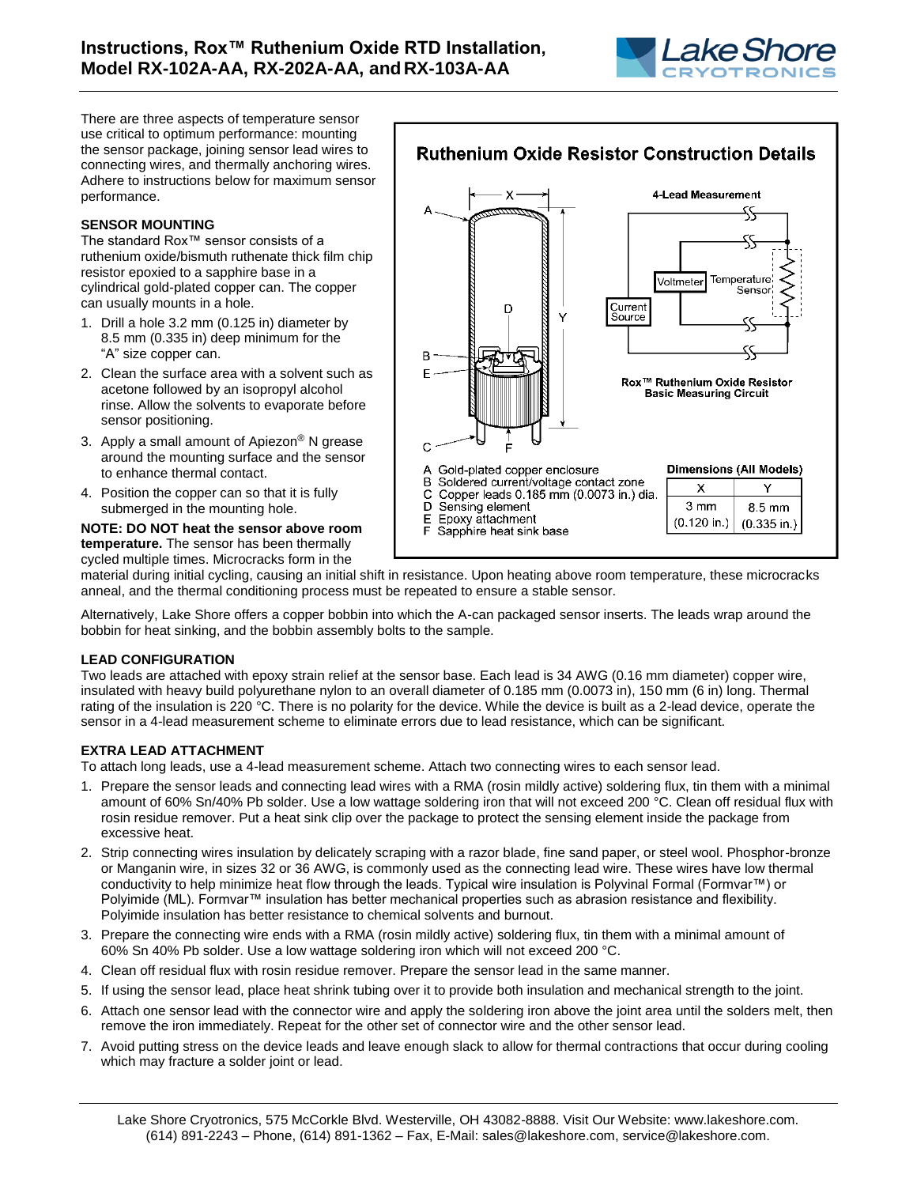# Instructions, Rox™ Ruthenium Oxide RTD Installation, Model RX-102A-AA, RX-202A-AA, and RX-103A-AA

There are three aspects of temperature sensor use critical to optimum performance: mounting the sensor package, joining sensor lead wires to connecting wires, and thermally anchoring wires. Adhere to instructions below for maximum sensor performance.

## SENSOR MOUNTING

The standard Rox™ sensor consists of a ruthenium oxide/bismuth ruthenate thick film chip resistor epoxied to a sapphire base in a cylindrical gold-plated copper can. The copper can usually mounts in a hole.

1. Drill a hole 3.2 mm (0.125 in) diameter by 8.5 mm (0.335 in) deep minimum for the "A" size copper can.
2. Clean the surface area with a solvent such as acetone followed by an isopropyl alcohol rinse. Allow the solvents to evaporate before sensor positioning.
3. Apply a small amount of Apiezon® N grease around the mounting surface and the sensor to enhance thermal contact.
4. Position the copper can so that it is fully submerged in the mounting hole.

**NOTE: DO NOT heat the sensor above room temperature.** The sensor has been thermally cycled multiple times. Microcracks form in the material during initial cycling, causing an initial shift in resistance. Upon heating above room temperature, these microcracks anneal, and the thermal conditioning process must be repeated to ensure a stable sensor.

**Ruthenium Oxide Resistor Construction Details**

4-Lead Measurement

Current Source | Voltmeter | Temperature Sensor

Rox™ Ruthenium Oxide Resistor Basic Measuring Circuit

- A Gold-plated copper enclosure
- B Soldered current/voltage contact zone
- C Copper leads 0.185 mm (0.0073 in.) dia.
- D Sensing element
- E Epoxy attachment
- F Sapphire heat sink base

**Dimensions (All Models)**

| X | Y |
|---|---|
| 3 mm (0.120 in.) | 8.5 mm (0.335 in.) |

Alternatively, Lake Shore offers a copper bobbin into which the A-can packaged sensor inserts. The leads wrap around the bobbin for heat sinking, and the bobbin assembly bolts to the sample.

## LEAD CONFIGURATION

Two leads are attached with epoxy strain relief at the sensor base. Each lead is 34 AWG (0.16 mm diameter) copper wire, insulated with heavy build polyurethane nylon to an overall diameter of 0.185 mm (0.0073 in), 150 mm (6 in) long. Thermal rating of the insulation is 220 °C. There is no polarity for the device. While the device is built as a 2-lead device, operate the sensor in a 4-lead measurement scheme to eliminate errors due to lead resistance, which can be significant.

## EXTRA LEAD ATTACHMENT

To attach long leads, use a 4-lead measurement scheme. Attach two connecting wires to each sensor lead.

1. Prepare the sensor leads and connecting lead wires with a RMA (rosin mildly active) soldering flux, tin them with a minimal amount of 60% Sn/40% Pb solder. Use a low wattage soldering iron that will not exceed 200 °C. Clean off residual flux with rosin residue remover. Put a heat sink clip over the package to protect the sensing element inside the package from excessive heat.
2. Strip connecting wires insulation by delicately scraping with a razor blade, fine sand paper, or steel wool. Phosphor-bronze or Manganin wire, in sizes 32 or 36 AWG, is commonly used as the connecting lead wire. These wires have low thermal conductivity to help minimize heat flow through the leads. Typical wire insulation is Polyvinal Formal (Formvar™) or Polyimide (ML). Formvar™ insulation has better mechanical properties such as abrasion resistance and flexibility. Polyimide insulation has better resistance to chemical solvents and burnout.
3. Prepare the connecting wire ends with a RMA (rosin mildly active) soldering flux, tin them with a minimal amount of 60% Sn 40% Pb solder. Use a low wattage soldering iron which will not exceed 200 °C.
4. Clean off residual flux with rosin residue remover. Prepare the sensor lead in the same manner.
5. If using the sensor lead, place heat shrink tubing over it to provide both insulation and mechanical strength to the joint.
6. Attach one sensor lead with the connector wire and apply the soldering iron above the joint area until the solders melt, then remove the iron immediately. Repeat for the other set of connector wire and the other sensor lead.
7. Avoid putting stress on the device leads and leave enough slack to allow for thermal contractions that occur during cooling which may fracture a solder joint or lead.

Lake Shore Cryotronics, 575 McCorkle Blvd. Westerville, OH 43082-8888. Visit Our Website: www.lakeshore.com.
(614) 891-2243 – Phone, (614) 891-1362 – Fax, E-Mail: sales@lakeshore.com, service@lakeshore.com.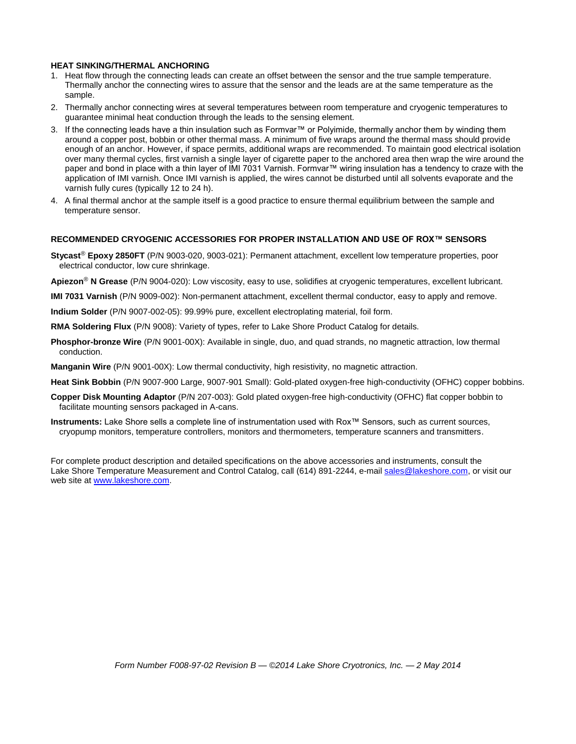## HEAT SINKING/THERMAL ANCHORING

1. Heat flow through the connecting leads can create an offset between the sensor and the true sample temperature. Thermally anchor the connecting wires to assure that the sensor and the leads are at the same temperature as the sample.
2. Thermally anchor connecting wires at several temperatures between room temperature and cryogenic temperatures to guarantee minimal heat conduction through the leads to the sensing element.
3. If the connecting leads have a thin insulation such as Formvar™ or Polyimide, thermally anchor them by winding them around a copper post, bobbin or other thermal mass. A minimum of five wraps around the thermal mass should provide enough of an anchor. However, if space permits, additional wraps are recommended. To maintain good electrical isolation over many thermal cycles, first varnish a single layer of cigarette paper to the anchored area then wrap the wire around the paper and bond in place with a thin layer of IMI 7031 Varnish. Formvar™ wiring insulation has a tendency to craze with the application of IMI varnish. Once IMI varnish is applied, the wires cannot be disturbed until all solvents evaporate and the varnish fully cures (typically 12 to 24 h).
4. A final thermal anchor at the sample itself is a good practice to ensure thermal equilibrium between the sample and temperature sensor.

## RECOMMENDED CRYOGENIC ACCESSORIES FOR PROPER INSTALLATION AND USE OF ROX™ SENSORS

**Stycast® Epoxy 2850FT** (P/N 9003-020, 9003-021): Permanent attachment, excellent low temperature properties, poor electrical conductor, low cure shrinkage.

**Apiezon® N Grease** (P/N 9004-020): Low viscosity, easy to use, solidifies at cryogenic temperatures, excellent lubricant.

**IMI 7031 Varnish** (P/N 9009-002): Non-permanent attachment, excellent thermal conductor, easy to apply and remove.

**Indium Solder** (P/N 9007-002-05): 99.99% pure, excellent electroplating material, foil form.

**RMA Soldering Flux** (P/N 9008): Variety of types, refer to Lake Shore Product Catalog for details.

**Phosphor-bronze Wire** (P/N 9001-00X): Available in single, duo, and quad strands, no magnetic attraction, low thermal conduction.

**Manganin Wire** (P/N 9001-00X): Low thermal conductivity, high resistivity, no magnetic attraction.

**Heat Sink Bobbin** (P/N 9007-900 Large, 9007-901 Small): Gold-plated oxygen-free high-conductivity (OFHC) copper bobbins.

**Copper Disk Mounting Adaptor** (P/N 207-003): Gold plated oxygen-free high-conductivity (OFHC) flat copper bobbin to facilitate mounting sensors packaged in A-cans.

**Instruments:** Lake Shore sells a complete line of instrumentation used with Rox™ Sensors, such as current sources, cryopump monitors, temperature controllers, monitors and thermometers, temperature scanners and transmitters.

For complete product description and detailed specifications on the above accessories and instruments, consult the Lake Shore Temperature Measurement and Control Catalog, call (614) 891-2244, e-mail sales@lakeshore.com, or visit our web site at www.lakeshore.com.

*Form Number F008-97-02 Revision B — ©2014 Lake Shore Cryotronics, Inc. — 2 May 2014*